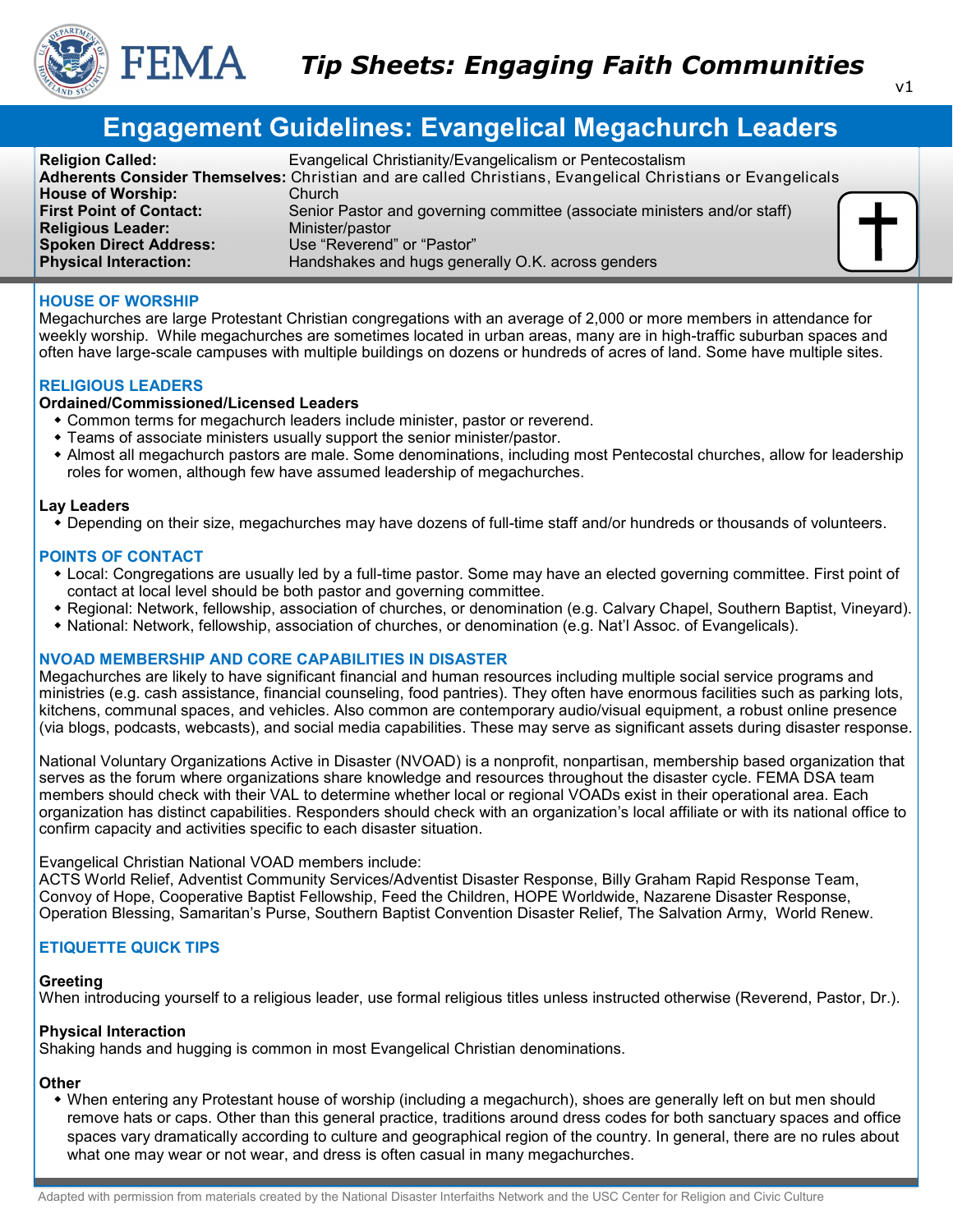# Tip Sheets: Engaging Faith Communities

v1

## Engagement Guidelines: Evangelical Megachurch Leaders

| | |
|---|---|
| **Religion Called:** | Evangelical Christianity/Evangelicalism or Pentecostalism |
| **Adherents Consider Themselves:** | Christian and are called Christians, Evangelical Christians or Evangelicals |
| **House of Worship:** | Church |
| **First Point of Contact:** | Senior Pastor and governing committee (associate ministers and/or staff) |
| **Religious Leader:** | Minister/pastor |
| **Spoken Direct Address:** | Use “Reverend” or “Pastor” |
| **Physical Interaction:** | Handshakes and hugs generally O.K. across genders |

### HOUSE OF WORSHIP

Megachurches are large Protestant Christian congregations with an average of 2,000 or more members in attendance for weekly worship. While megachurches are sometimes located in urban areas, many are in high-traffic suburban spaces and often have large-scale campuses with multiple buildings on dozens or hundreds of acres of land. Some have multiple sites.

### RELIGIOUS LEADERS

**Ordained/Commissioned/Licensed Leaders**

- Common terms for megachurch leaders include minister, pastor or reverend.
- Teams of associate ministers usually support the senior minister/pastor.
- Almost all megachurch pastors are male. Some denominations, including most Pentecostal churches, allow for leadership roles for women, although few have assumed leadership of megachurches.

**Lay Leaders**

- Depending on their size, megachurches may have dozens of full-time staff and/or hundreds or thousands of volunteers.

### POINTS OF CONTACT

- Local: Congregations are usually led by a full-time pastor. Some may have an elected governing committee. First point of contact at local level should be both pastor and governing committee.
- Regional: Network, fellowship, association of churches, or denomination (e.g. Calvary Chapel, Southern Baptist, Vineyard).
- National: Network, fellowship, association of churches, or denomination (e.g. Nat’l Assoc. of Evangelicals).

### NVOAD MEMBERSHIP AND CORE CAPABILITIES IN DISASTER

Megachurches are likely to have significant financial and human resources including multiple social service programs and ministries (e.g. cash assistance, financial counseling, food pantries). They often have enormous facilities such as parking lots, kitchens, communal spaces, and vehicles. Also common are contemporary audio/visual equipment, a robust online presence (via blogs, podcasts, webcasts), and social media capabilities. These may serve as significant assets during disaster response.

National Voluntary Organizations Active in Disaster (NVOAD) is a nonprofit, nonpartisan, membership based organization that serves as the forum where organizations share knowledge and resources throughout the disaster cycle. FEMA DSA team members should check with their VAL to determine whether local or regional VOADs exist in their operational area. Each organization has distinct capabilities. Responders should check with an organization’s local affiliate or with its national office to confirm capacity and activities specific to each disaster situation.

Evangelical Christian National VOAD members include:
ACTS World Relief, Adventist Community Services/Adventist Disaster Response, Billy Graham Rapid Response Team, Convoy of Hope, Cooperative Baptist Fellowship, Feed the Children, HOPE Worldwide, Nazarene Disaster Response, Operation Blessing, Samaritan’s Purse, Southern Baptist Convention Disaster Relief, The Salvation Army, World Renew.

### ETIQUETTE QUICK TIPS

**Greeting**

When introducing yourself to a religious leader, use formal religious titles unless instructed otherwise (Reverend, Pastor, Dr.).

**Physical Interaction**

Shaking hands and hugging is common in most Evangelical Christian denominations.

**Other**

- When entering any Protestant house of worship (including a megachurch), shoes are generally left on but men should remove hats or caps. Other than this general practice, traditions around dress codes for both sanctuary spaces and office spaces vary dramatically according to culture and geographical region of the country. In general, there are no rules about what one may wear or not wear, and dress is often casual in many megachurches.

Adapted with permission from materials created by the National Disaster Interfaiths Network and the USC Center for Religion and Civic Culture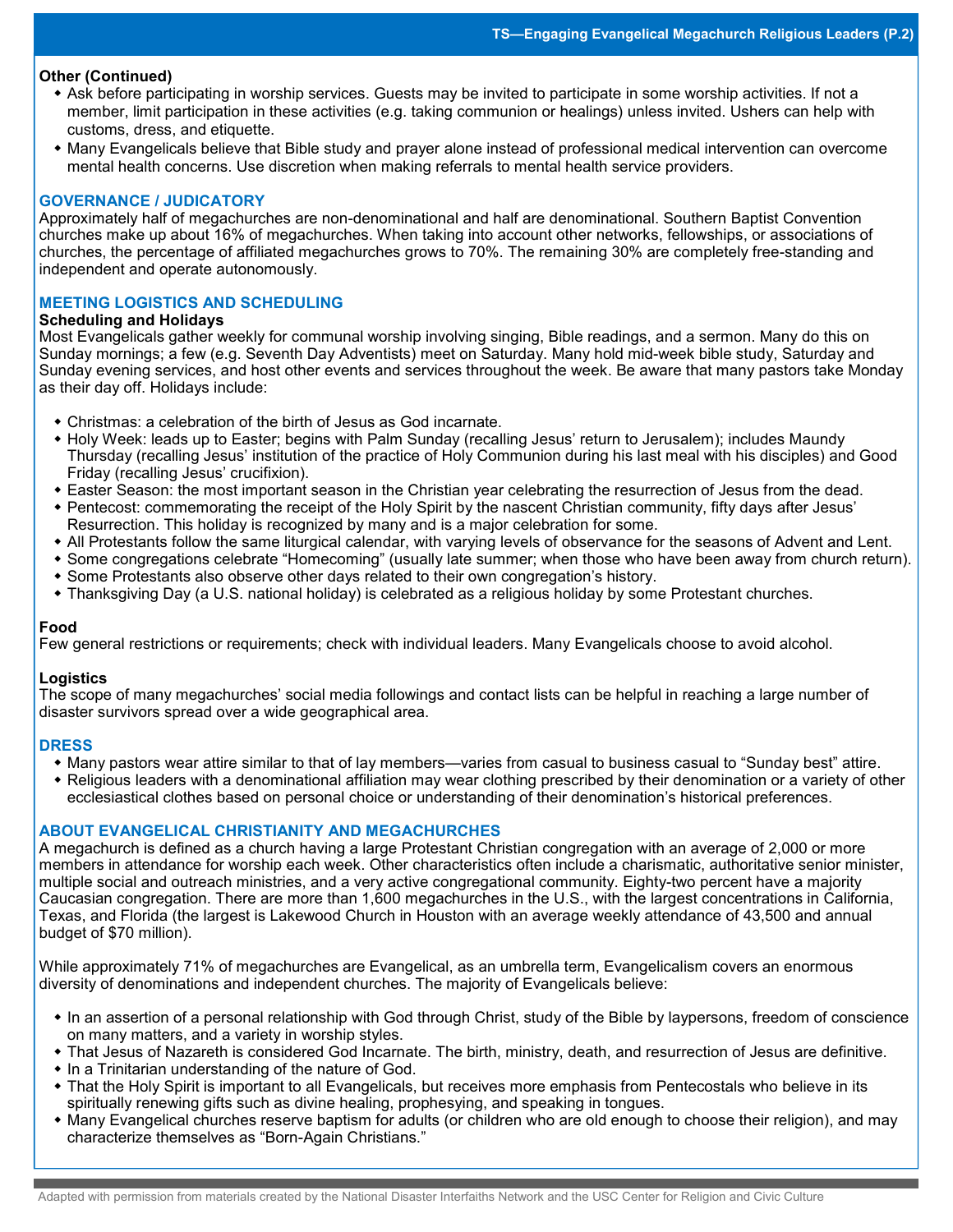**Other (Continued)**

- Ask before participating in worship services. Guests may be invited to participate in some worship activities. If not a member, limit participation in these activities (e.g. taking communion or healings) unless invited. Ushers can help with customs, dress, and etiquette.
- Many Evangelicals believe that Bible study and prayer alone instead of professional medical intervention can overcome mental health concerns. Use discretion when making referrals to mental health service providers.

## GOVERNANCE / JUDICATORY

Approximately half of megachurches are non-denominational and half are denominational. Southern Baptist Convention churches make up about 16% of megachurches. When taking into account other networks, fellowships, or associations of churches, the percentage of affiliated megachurches grows to 70%. The remaining 30% are completely free-standing and independent and operate autonomously.

## MEETING LOGISTICS AND SCHEDULING

### Scheduling and Holidays

Most Evangelicals gather weekly for communal worship involving singing, Bible readings, and a sermon. Many do this on Sunday mornings; a few (e.g. Seventh Day Adventists) meet on Saturday. Many hold mid-week bible study, Saturday and Sunday evening services, and host other events and services throughout the week. Be aware that many pastors take Monday as their day off. Holidays include:

- Christmas: a celebration of the birth of Jesus as God incarnate.
- Holy Week: leads up to Easter; begins with Palm Sunday (recalling Jesus' return to Jerusalem); includes Maundy Thursday (recalling Jesus' institution of the practice of Holy Communion during his last meal with his disciples) and Good Friday (recalling Jesus' crucifixion).
- Easter Season: the most important season in the Christian year celebrating the resurrection of Jesus from the dead.
- Pentecost: commemorating the receipt of the Holy Spirit by the nascent Christian community, fifty days after Jesus' Resurrection. This holiday is recognized by many and is a major celebration for some.
- All Protestants follow the same liturgical calendar, with varying levels of observance for the seasons of Advent and Lent.
- Some congregations celebrate "Homecoming" (usually late summer; when those who have been away from church return).
- Some Protestants also observe other days related to their own congregation's history.
- Thanksgiving Day (a U.S. national holiday) is celebrated as a religious holiday by some Protestant churches.

### Food

Few general restrictions or requirements; check with individual leaders. Many Evangelicals choose to avoid alcohol.

### Logistics

The scope of many megachurches' social media followings and contact lists can be helpful in reaching a large number of disaster survivors spread over a wide geographical area.

## DRESS

- Many pastors wear attire similar to that of lay members—varies from casual to business casual to "Sunday best" attire.
- Religious leaders with a denominational affiliation may wear clothing prescribed by their denomination or a variety of other ecclesiastical clothes based on personal choice or understanding of their denomination's historical preferences.

## ABOUT EVANGELICAL CHRISTIANITY AND MEGACHURCHES

A megachurch is defined as a church having a large Protestant Christian congregation with an average of 2,000 or more members in attendance for worship each week. Other characteristics often include a charismatic, authoritative senior minister, multiple social and outreach ministries, and a very active congregational community. Eighty-two percent have a majority Caucasian congregation. There are more than 1,600 megachurches in the U.S., with the largest concentrations in California, Texas, and Florida (the largest is Lakewood Church in Houston with an average weekly attendance of 43,500 and annual budget of $70 million).

While approximately 71% of megachurches are Evangelical, as an umbrella term, Evangelicalism covers an enormous diversity of denominations and independent churches. The majority of Evangelicals believe:

- In an assertion of a personal relationship with God through Christ, study of the Bible by laypersons, freedom of conscience on many matters, and a variety in worship styles.
- That Jesus of Nazareth is considered God Incarnate. The birth, ministry, death, and resurrection of Jesus are definitive.
- In a Trinitarian understanding of the nature of God.
- That the Holy Spirit is important to all Evangelicals, but receives more emphasis from Pentecostals who believe in its spiritually renewing gifts such as divine healing, prophesying, and speaking in tongues.
- Many Evangelical churches reserve baptism for adults (or children who are old enough to choose their religion), and may characterize themselves as "Born-Again Christians."

Adapted with permission from materials created by the National Disaster Interfaiths Network and the USC Center for Religion and Civic Culture